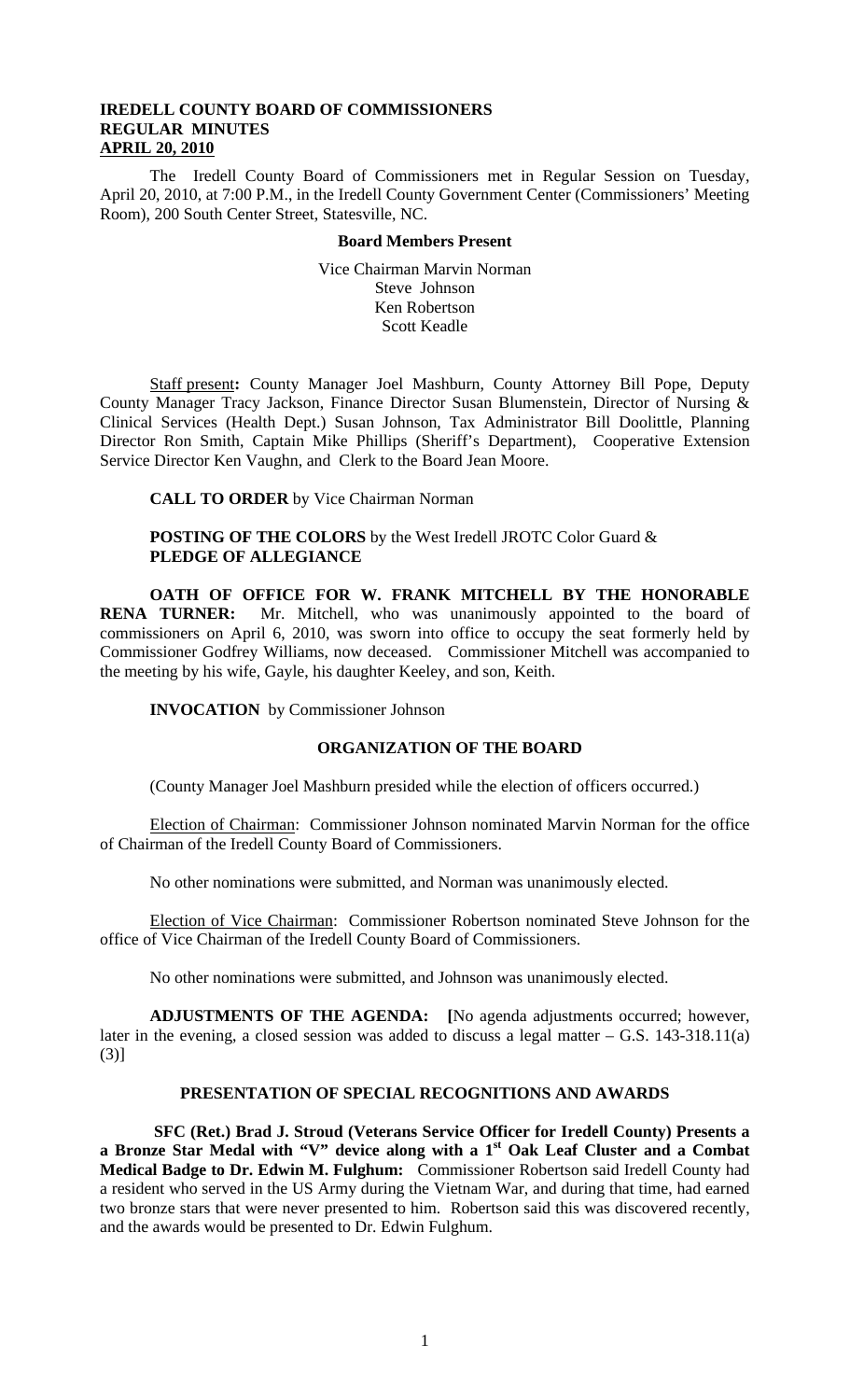**IREDELL COUNTY BOARD OF COMMISSIONERS**
**REGULAR MINUTES**
**APRIL 20, 2010**

The Iredell County Board of Commissioners met in Regular Session on Tuesday, April 20, 2010, at 7:00 P.M., in the Iredell County Government Center (Commissioners' Meeting Room), 200 South Center Street, Statesville, NC.

**Board Members Present**

Vice Chairman Marvin Norman
Steve Johnson
Ken Robertson
Scott Keadle

Staff present: County Manager Joel Mashburn, County Attorney Bill Pope, Deputy County Manager Tracy Jackson, Finance Director Susan Blumenstein, Director of Nursing & Clinical Services (Health Dept.) Susan Johnson, Tax Administrator Bill Doolittle, Planning Director Ron Smith, Captain Mike Phillips (Sheriff's Department), Cooperative Extension Service Director Ken Vaughn, and Clerk to the Board Jean Moore.

**CALL TO ORDER** by Vice Chairman Norman

**POSTING OF THE COLORS** by the West Iredell JROTC Color Guard &
**PLEDGE OF ALLEGIANCE**

**OATH OF OFFICE FOR W. FRANK MITCHELL BY THE HONORABLE RENA TURNER:** Mr. Mitchell, who was unanimously appointed to the board of commissioners on April 6, 2010, was sworn into office to occupy the seat formerly held by Commissioner Godfrey Williams, now deceased. Commissioner Mitchell was accompanied to the meeting by his wife, Gayle, his daughter Keeley, and son, Keith.

**INVOCATION** by Commissioner Johnson

**ORGANIZATION OF THE BOARD**

(County Manager Joel Mashburn presided while the election of officers occurred.)

Election of Chairman: Commissioner Johnson nominated Marvin Norman for the office of Chairman of the Iredell County Board of Commissioners.

No other nominations were submitted, and Norman was unanimously elected.

Election of Vice Chairman: Commissioner Robertson nominated Steve Johnson for the office of Vice Chairman of the Iredell County Board of Commissioners.

No other nominations were submitted, and Johnson was unanimously elected.

**ADJUSTMENTS OF THE AGENDA: [**No agenda adjustments occurred; however, later in the evening, a closed session was added to discuss a legal matter – G.S. 143-318.11(a) (3)]

**PRESENTATION OF SPECIAL RECOGNITIONS AND AWARDS**

**SFC (Ret.) Brad J. Stroud (Veterans Service Officer for Iredell County) Presents a a Bronze Star Medal with "V" device along with a 1st Oak Leaf Cluster and a Combat Medical Badge to Dr. Edwin M. Fulghum:** Commissioner Robertson said Iredell County had a resident who served in the US Army during the Vietnam War, and during that time, had earned two bronze stars that were never presented to him. Robertson said this was discovered recently, and the awards would be presented to Dr. Edwin Fulghum.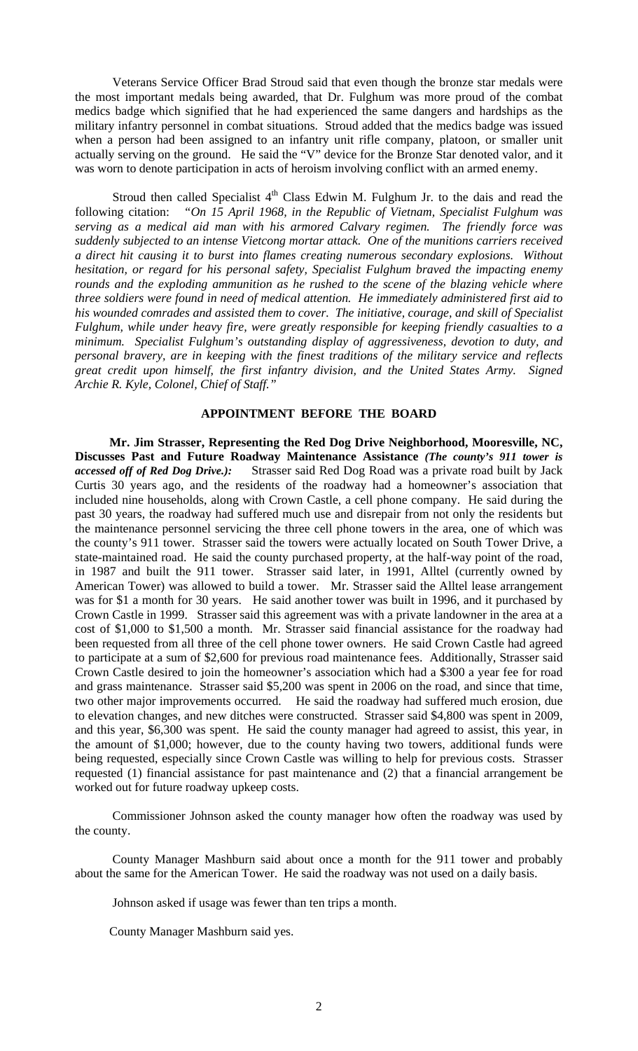Veterans Service Officer Brad Stroud said that even though the bronze star medals were the most important medals being awarded, that Dr. Fulghum was more proud of the combat medics badge which signified that he had experienced the same dangers and hardships as the military infantry personnel in combat situations. Stroud added that the medics badge was issued when a person had been assigned to an infantry unit rifle company, platoon, or smaller unit actually serving on the ground. He said the "V" device for the Bronze Star denoted valor, and it was worn to denote participation in acts of heroism involving conflict with an armed enemy.

Stroud then called Specialist 4th Class Edwin M. Fulghum Jr. to the dais and read the following citation: *"On 15 April 1968, in the Republic of Vietnam, Specialist Fulghum was serving as a medical aid man with his armored Calvary regimen. The friendly force was suddenly subjected to an intense Vietcong mortar attack. One of the munitions carriers received a direct hit causing it to burst into flames creating numerous secondary explosions. Without hesitation, or regard for his personal safety, Specialist Fulghum braved the impacting enemy rounds and the exploding ammunition as he rushed to the scene of the blazing vehicle where three soldiers were found in need of medical attention. He immediately administered first aid to his wounded comrades and assisted them to cover. The initiative, courage, and skill of Specialist Fulghum, while under heavy fire, were greatly responsible for keeping friendly casualties to a minimum. Specialist Fulghum's outstanding display of aggressiveness, devotion to duty, and personal bravery, are in keeping with the finest traditions of the military service and reflects great credit upon himself, the first infantry division, and the United States Army. Signed Archie R. Kyle, Colonel, Chief of Staff."*

## APPOINTMENT BEFORE THE BOARD

**Mr. Jim Strasser, Representing the Red Dog Drive Neighborhood, Mooresville, NC, Discusses Past and Future Roadway Maintenance Assistance** ***(The county's 911 tower is accessed off of Red Dog Drive.):*** Strasser said Red Dog Road was a private road built by Jack Curtis 30 years ago, and the residents of the roadway had a homeowner's association that included nine households, along with Crown Castle, a cell phone company. He said during the past 30 years, the roadway had suffered much use and disrepair from not only the residents but the maintenance personnel servicing the three cell phone towers in the area, one of which was the county's 911 tower. Strasser said the towers were actually located on South Tower Drive, a state-maintained road. He said the county purchased property, at the half-way point of the road, in 1987 and built the 911 tower. Strasser said later, in 1991, Alltel (currently owned by American Tower) was allowed to build a tower. Mr. Strasser said the Alltel lease arrangement was for $1 a month for 30 years. He said another tower was built in 1996, and it purchased by Crown Castle in 1999. Strasser said this agreement was with a private landowner in the area at a cost of $1,000 to $1,500 a month. Mr. Strasser said financial assistance for the roadway had been requested from all three of the cell phone tower owners. He said Crown Castle had agreed to participate at a sum of $2,600 for previous road maintenance fees. Additionally, Strasser said Crown Castle desired to join the homeowner's association which had a $300 a year fee for road and grass maintenance. Strasser said $5,200 was spent in 2006 on the road, and since that time, two other major improvements occurred. He said the roadway had suffered much erosion, due to elevation changes, and new ditches were constructed. Strasser said $4,800 was spent in 2009, and this year, $6,300 was spent. He said the county manager had agreed to assist, this year, in the amount of $1,000; however, due to the county having two towers, additional funds were being requested, especially since Crown Castle was willing to help for previous costs. Strasser requested (1) financial assistance for past maintenance and (2) that a financial arrangement be worked out for future roadway upkeep costs.

Commissioner Johnson asked the county manager how often the roadway was used by the county.

County Manager Mashburn said about once a month for the 911 tower and probably about the same for the American Tower. He said the roadway was not used on a daily basis.

Johnson asked if usage was fewer than ten trips a month.

County Manager Mashburn said yes.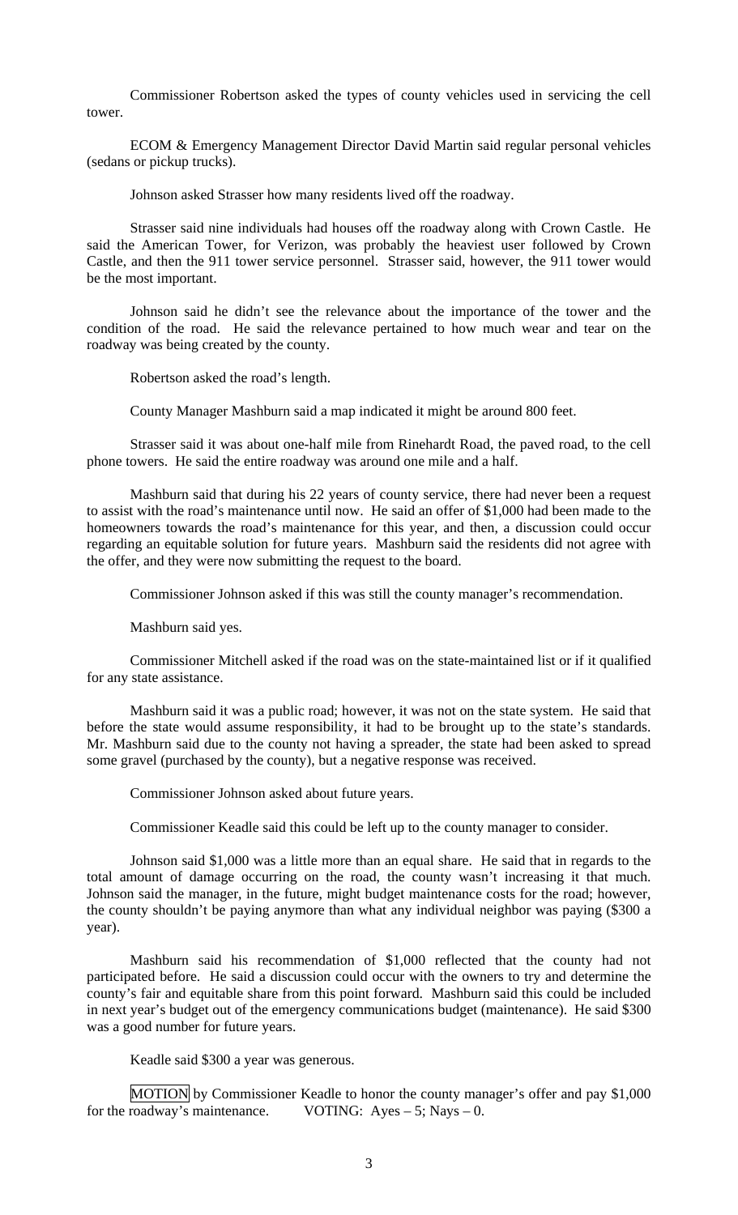Commissioner Robertson asked the types of county vehicles used in servicing the cell tower.

ECOM & Emergency Management Director David Martin said regular personal vehicles (sedans or pickup trucks).

Johnson asked Strasser how many residents lived off the roadway.

Strasser said nine individuals had houses off the roadway along with Crown Castle. He said the American Tower, for Verizon, was probably the heaviest user followed by Crown Castle, and then the 911 tower service personnel. Strasser said, however, the 911 tower would be the most important.

Johnson said he didn't see the relevance about the importance of the tower and the condition of the road. He said the relevance pertained to how much wear and tear on the roadway was being created by the county.

Robertson asked the road's length.

County Manager Mashburn said a map indicated it might be around 800 feet.

Strasser said it was about one-half mile from Rinehardt Road, the paved road, to the cell phone towers. He said the entire roadway was around one mile and a half.

Mashburn said that during his 22 years of county service, there had never been a request to assist with the road's maintenance until now. He said an offer of $1,000 had been made to the homeowners towards the road's maintenance for this year, and then, a discussion could occur regarding an equitable solution for future years. Mashburn said the residents did not agree with the offer, and they were now submitting the request to the board.

Commissioner Johnson asked if this was still the county manager's recommendation.

Mashburn said yes.

Commissioner Mitchell asked if the road was on the state-maintained list or if it qualified for any state assistance.

Mashburn said it was a public road; however, it was not on the state system. He said that before the state would assume responsibility, it had to be brought up to the state's standards. Mr. Mashburn said due to the county not having a spreader, the state had been asked to spread some gravel (purchased by the county), but a negative response was received.

Commissioner Johnson asked about future years.

Commissioner Keadle said this could be left up to the county manager to consider.

Johnson said $1,000 was a little more than an equal share. He said that in regards to the total amount of damage occurring on the road, the county wasn't increasing it that much. Johnson said the manager, in the future, might budget maintenance costs for the road; however, the county shouldn't be paying anymore than what any individual neighbor was paying ($300 a year).

Mashburn said his recommendation of $1,000 reflected that the county had not participated before. He said a discussion could occur with the owners to try and determine the county's fair and equitable share from this point forward. Mashburn said this could be included in next year's budget out of the emergency communications budget (maintenance). He said $300 was a good number for future years.

Keadle said $300 a year was generous.

MOTION by Commissioner Keadle to honor the county manager's offer and pay $1,000 for the roadway's maintenance. VOTING: Ayes – 5; Nays – 0.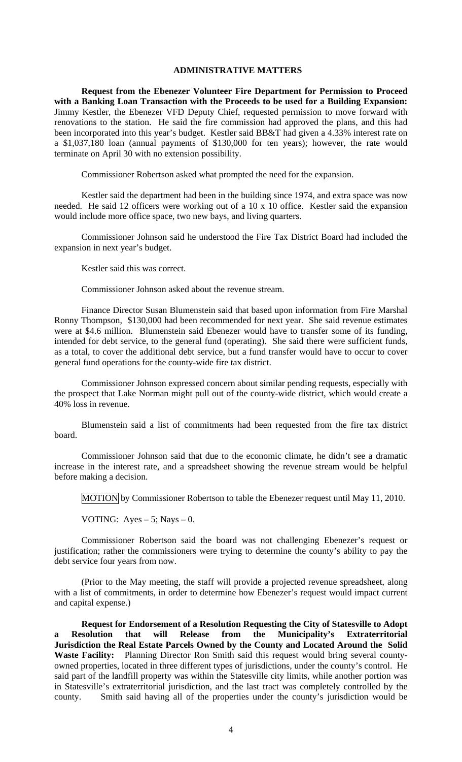## ADMINISTRATIVE MATTERS

**Request from the Ebenezer Volunteer Fire Department for Permission to Proceed with a Banking Loan Transaction with the Proceeds to be used for a Building Expansion:** Jimmy Kestler, the Ebenezer VFD Deputy Chief, requested permission to move forward with renovations to the station. He said the fire commission had approved the plans, and this had been incorporated into this year's budget. Kestler said BB&T had given a 4.33% interest rate on a $1,037,180 loan (annual payments of $130,000 for ten years); however, the rate would terminate on April 30 with no extension possibility.

Commissioner Robertson asked what prompted the need for the expansion.

Kestler said the department had been in the building since 1974, and extra space was now needed. He said 12 officers were working out of a 10 x 10 office. Kestler said the expansion would include more office space, two new bays, and living quarters.

Commissioner Johnson said he understood the Fire Tax District Board had included the expansion in next year's budget.

Kestler said this was correct.

Commissioner Johnson asked about the revenue stream.

Finance Director Susan Blumenstein said that based upon information from Fire Marshal Ronny Thompson, $130,000 had been recommended for next year. She said revenue estimates were at $4.6 million. Blumenstein said Ebenezer would have to transfer some of its funding, intended for debt service, to the general fund (operating). She said there were sufficient funds, as a total, to cover the additional debt service, but a fund transfer would have to occur to cover general fund operations for the county-wide fire tax district.

Commissioner Johnson expressed concern about similar pending requests, especially with the prospect that Lake Norman might pull out of the county-wide district, which would create a 40% loss in revenue.

Blumenstein said a list of commitments had been requested from the fire tax district board.

Commissioner Johnson said that due to the economic climate, he didn't see a dramatic increase in the interest rate, and a spreadsheet showing the revenue stream would be helpful before making a decision.

MOTION by Commissioner Robertson to table the Ebenezer request until May 11, 2010.

VOTING: Ayes – 5; Nays – 0.

Commissioner Robertson said the board was not challenging Ebenezer's request or justification; rather the commissioners were trying to determine the county's ability to pay the debt service four years from now.

(Prior to the May meeting, the staff will provide a projected revenue spreadsheet, along with a list of commitments, in order to determine how Ebenezer's request would impact current and capital expense.)

**Request for Endorsement of a Resolution Requesting the City of Statesville to Adopt a Resolution that will Release from the Municipality's Extraterritorial Jurisdiction the Real Estate Parcels Owned by the County and Located Around the Solid Waste Facility:** Planning Director Ron Smith said this request would bring several county-owned properties, located in three different types of jurisdictions, under the county's control. He said part of the landfill property was within the Statesville city limits, while another portion was in Statesville's extraterritorial jurisdiction, and the last tract was completely controlled by the county. Smith said having all of the properties under the county's jurisdiction would be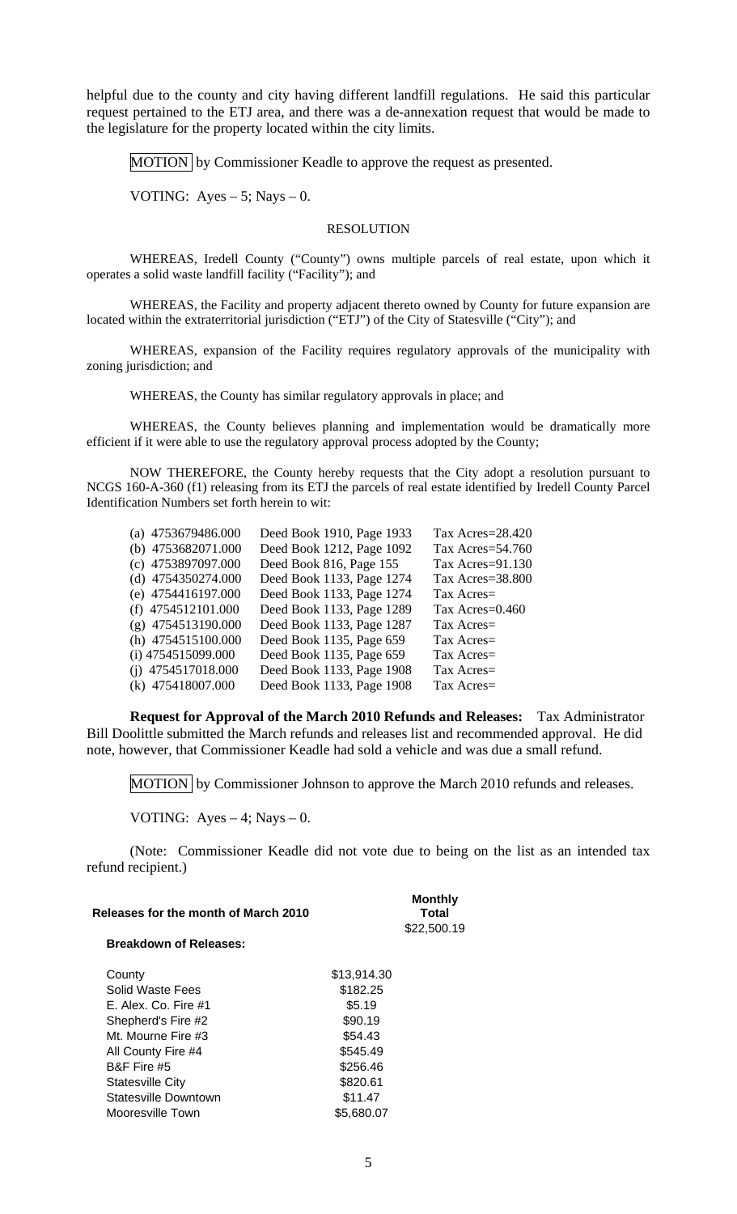helpful due to the county and city having different landfill regulations. He said this particular request pertained to the ETJ area, and there was a de-annexation request that would be made to the legislature for the property located within the city limits.

MOTION by Commissioner Keadle to approve the request as presented.

VOTING: Ayes – 5; Nays – 0.

RESOLUTION

WHEREAS, Iredell County ("County") owns multiple parcels of real estate, upon which it operates a solid waste landfill facility ("Facility"); and

WHEREAS, the Facility and property adjacent thereto owned by County for future expansion are located within the extraterritorial jurisdiction ("ETJ") of the City of Statesville ("City"); and

WHEREAS, expansion of the Facility requires regulatory approvals of the municipality with zoning jurisdiction; and

WHEREAS, the County has similar regulatory approvals in place; and

WHEREAS, the County believes planning and implementation would be dramatically more efficient if it were able to use the regulatory approval process adopted by the County;

NOW THEREFORE, the County hereby requests that the City adopt a resolution pursuant to NCGS 160-A-360 (f1) releasing from its ETJ the parcels of real estate identified by Iredell County Parcel Identification Numbers set forth herein to wit:

| | | |
|---|---|---|
| (a) 4753679486.000 | Deed Book 1910, Page 1933 | Tax Acres=28.420 |
| (b) 4753682071.000 | Deed Book 1212, Page 1092 | Tax Acres=54.760 |
| (c) 4753897097.000 | Deed Book 816, Page 155 | Tax Acres=91.130 |
| (d) 4754350274.000 | Deed Book 1133, Page 1274 | Tax Acres=38.800 |
| (e) 4754416197.000 | Deed Book 1133, Page 1274 | Tax Acres= |
| (f) 4754512101.000 | Deed Book 1133, Page 1289 | Tax Acres=0.460 |
| (g) 4754513190.000 | Deed Book 1133, Page 1287 | Tax Acres= |
| (h) 4754515100.000 | Deed Book 1135, Page 659 | Tax Acres= |
| (i) 4754515099.000 | Deed Book 1135, Page 659 | Tax Acres= |
| (j) 4754517018.000 | Deed Book 1133, Page 1908 | Tax Acres= |
| (k) 475418007.000 | Deed Book 1133, Page 1908 | Tax Acres= |

**Request for Approval of the March 2010 Refunds and Releases:** Tax Administrator Bill Doolittle submitted the March refunds and releases list and recommended approval. He did note, however, that Commissioner Keadle had sold a vehicle and was due a small refund.

MOTION by Commissioner Johnson to approve the March 2010 refunds and releases.

VOTING: Ayes – 4; Nays – 0.

(Note: Commissioner Keadle did not vote due to being on the list as an intended tax refund recipient.)

| **Releases for the month of March 2010** | | **Monthly Total** |
|---|---|---|
| | | $22,500.19 |
| **Breakdown of Releases:** | | |
| County | $13,914.30 | |
| Solid Waste Fees | $182.25 | |
| E. Alex. Co. Fire #1 | $5.19 | |
| Shepherd's Fire #2 | $90.19 | |
| Mt. Mourne Fire #3 | $54.43 | |
| All County Fire #4 | $545.49 | |
| B&F Fire #5 | $256.46 | |
| Statesville City | $820.61 | |
| Statesville Downtown | $11.47 | |
| Mooresville Town | $5,680.07 | |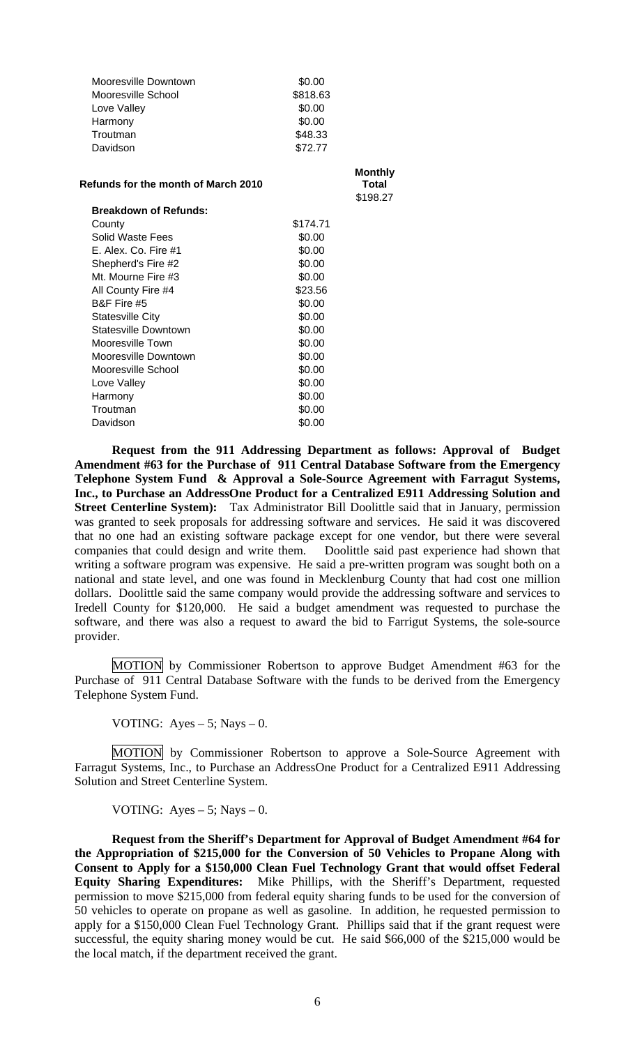| | |
|---|---|
| Mooresville Downtown | $0.00 |
| Mooresville School | $818.63 |
| Love Valley | $0.00 |
| Harmony | $0.00 |
| Troutman | $48.33 |
| Davidson | $72.77 |

| **Refunds for the month of March 2010** | | **Monthly Total** |
|---|---|---|
| | | $198.27 |
| **Breakdown of Refunds:** | | |
| County | $174.71 | |
| Solid Waste Fees | $0.00 | |
| E. Alex. Co. Fire #1 | $0.00 | |
| Shepherd's Fire #2 | $0.00 | |
| Mt. Mourne Fire #3 | $0.00 | |
| All County Fire #4 | $23.56 | |
| B&F Fire #5 | $0.00 | |
| Statesville City | $0.00 | |
| Statesville Downtown | $0.00 | |
| Mooresville Town | $0.00 | |
| Mooresville Downtown | $0.00 | |
| Mooresville School | $0.00 | |
| Love Valley | $0.00 | |
| Harmony | $0.00 | |
| Troutman | $0.00 | |
| Davidson | $0.00 | |

**Request from the 911 Addressing Department as follows: Approval of Budget Amendment #63 for the Purchase of 911 Central Database Software from the Emergency Telephone System Fund & Approval a Sole-Source Agreement with Farragut Systems, Inc., to Purchase an AddressOne Product for a Centralized E911 Addressing Solution and Street Centerline System):** Tax Administrator Bill Doolittle said that in January, permission was granted to seek proposals for addressing software and services. He said it was discovered that no one had an existing software package except for one vendor, but there were several companies that could design and write them. Doolittle said past experience had shown that writing a software program was expensive. He said a pre-written program was sought both on a national and state level, and one was found in Mecklenburg County that had cost one million dollars. Doolittle said the same company would provide the addressing software and services to Iredell County for $120,000. He said a budget amendment was requested to purchase the software, and there was also a request to award the bid to Farrigut Systems, the sole-source provider.

MOTION by Commissioner Robertson to approve Budget Amendment #63 for the Purchase of 911 Central Database Software with the funds to be derived from the Emergency Telephone System Fund.

VOTING: Ayes – 5; Nays – 0.

MOTION by Commissioner Robertson to approve a Sole-Source Agreement with Farragut Systems, Inc., to Purchase an AddressOne Product for a Centralized E911 Addressing Solution and Street Centerline System.

VOTING: Ayes – 5; Nays – 0.

**Request from the Sheriff's Department for Approval of Budget Amendment #64 for the Appropriation of $215,000 for the Conversion of 50 Vehicles to Propane Along with Consent to Apply for a $150,000 Clean Fuel Technology Grant that would offset Federal Equity Sharing Expenditures:** Mike Phillips, with the Sheriff's Department, requested permission to move $215,000 from federal equity sharing funds to be used for the conversion of 50 vehicles to operate on propane as well as gasoline. In addition, he requested permission to apply for a $150,000 Clean Fuel Technology Grant. Phillips said that if the grant request were successful, the equity sharing money would be cut. He said $66,000 of the $215,000 would be the local match, if the department received the grant.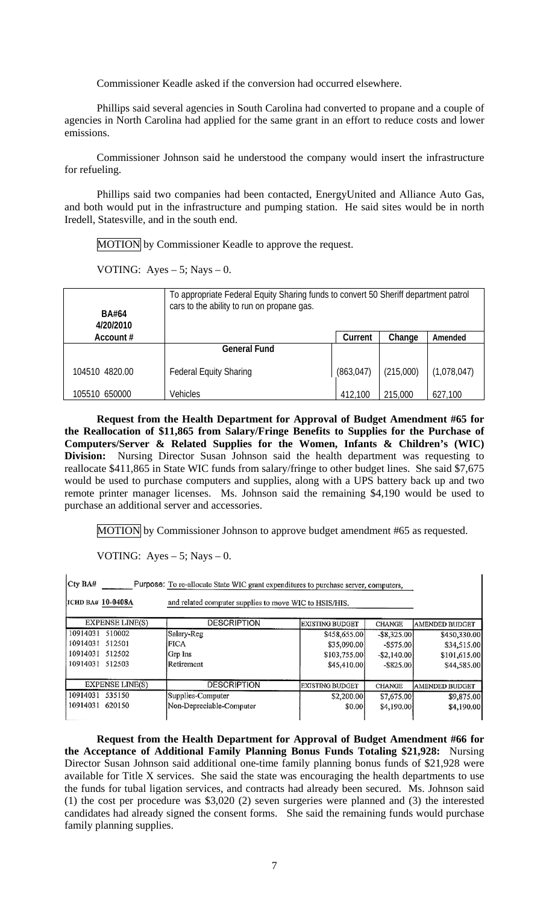Commissioner Keadle asked if the conversion had occurred elsewhere.

Phillips said several agencies in South Carolina had converted to propane and a couple of agencies in North Carolina had applied for the same grant in an effort to reduce costs and lower emissions.

Commissioner Johnson said he understood the company would insert the infrastructure for refueling.

Phillips said two companies had been contacted, EnergyUnited and Alliance Auto Gas, and both would put in the infrastructure and pumping station. He said sites would be in north Iredell, Statesville, and in the south end.

MOTION by Commissioner Keadle to approve the request.

VOTING: Ayes – 5; Nays – 0.

| BA#64 4/20/2010 | To appropriate Federal Equity Sharing funds to convert 50 Sheriff department patrol cars to the ability to run on propane gas. | | | |
|---|---|---|---|---|
| Account # | | Current | Change | Amended |
| | **General Fund** | | | |
| 104510 4820.00 | Federal Equity Sharing | (863,047) | (215,000) | (1,078,047) |
| 105510 650000 | Vehicles | 412,100 | 215,000 | 627,100 |

**Request from the Health Department for Approval of Budget Amendment #65 for the Reallocation of $11,865 from Salary/Fringe Benefits to Supplies for the Purchase of Computers/Server & Related Supplies for the Women, Infants & Children's (WIC) Division:** Nursing Director Susan Johnson said the health department was requesting to reallocate $411,865 in State WIC funds from salary/fringe to other budget lines. She said $7,675 would be used to purchase computers and supplies, along with a UPS battery back up and two remote printer manager licenses. Ms. Johnson said the remaining $4,190 would be used to purchase an additional server and accessories.

MOTION by Commissioner Johnson to approve budget amendment #65 as requested.

VOTING: Ayes – 5; Nays – 0.

Cty BA# \_\_\_\_\_\_ Purpose: To re-allocate State WIC grant expenditures to purchase server, computers, and related computer supplies to move WIC to HSIS/HIS.

ICHD BA# 10-0408A

| EXPENSE LINE(S) | DESCRIPTION | EXISTING BUDGET | CHANGE | AMENDED BUDGET |
|---|---|---|---|---|
| 10914031 510002 | Salary-Reg | $458,655.00 | -$8,325.00 | $450,330.00 |
| 10914031 512501 | FICA | $35,090.00 | -$575.00 | $34,515.00 |
| 10914031 512502 | Grp Ins | $103,755.00 | -$2,140.00 | $101,615.00 |
| 10914031 512503 | Retirement | $45,410.00 | -$825.00 | $44,585.00 |
| **EXPENSE LINE(S)** | **DESCRIPTION** | **EXISTING BUDGET** | **CHANGE** | **AMENDED BUDGET** |
| 10914031 535150 | Supplies-Computer | $2,200.00 | $7,675.00 | $9,875.00 |
| 10914031 620150 | Non-Depreciable-Computer | $0.00 | $4,190.00 | $4,190.00 |

**Request from the Health Department for Approval of Budget Amendment #66 for the Acceptance of Additional Family Planning Bonus Funds Totaling $21,928:** Nursing Director Susan Johnson said additional one-time family planning bonus funds of $21,928 were available for Title X services. She said the state was encouraging the health departments to use the funds for tubal ligation services, and contracts had already been secured. Ms. Johnson said (1) the cost per procedure was $3,020 (2) seven surgeries were planned and (3) the interested candidates had already signed the consent forms. She said the remaining funds would purchase family planning supplies.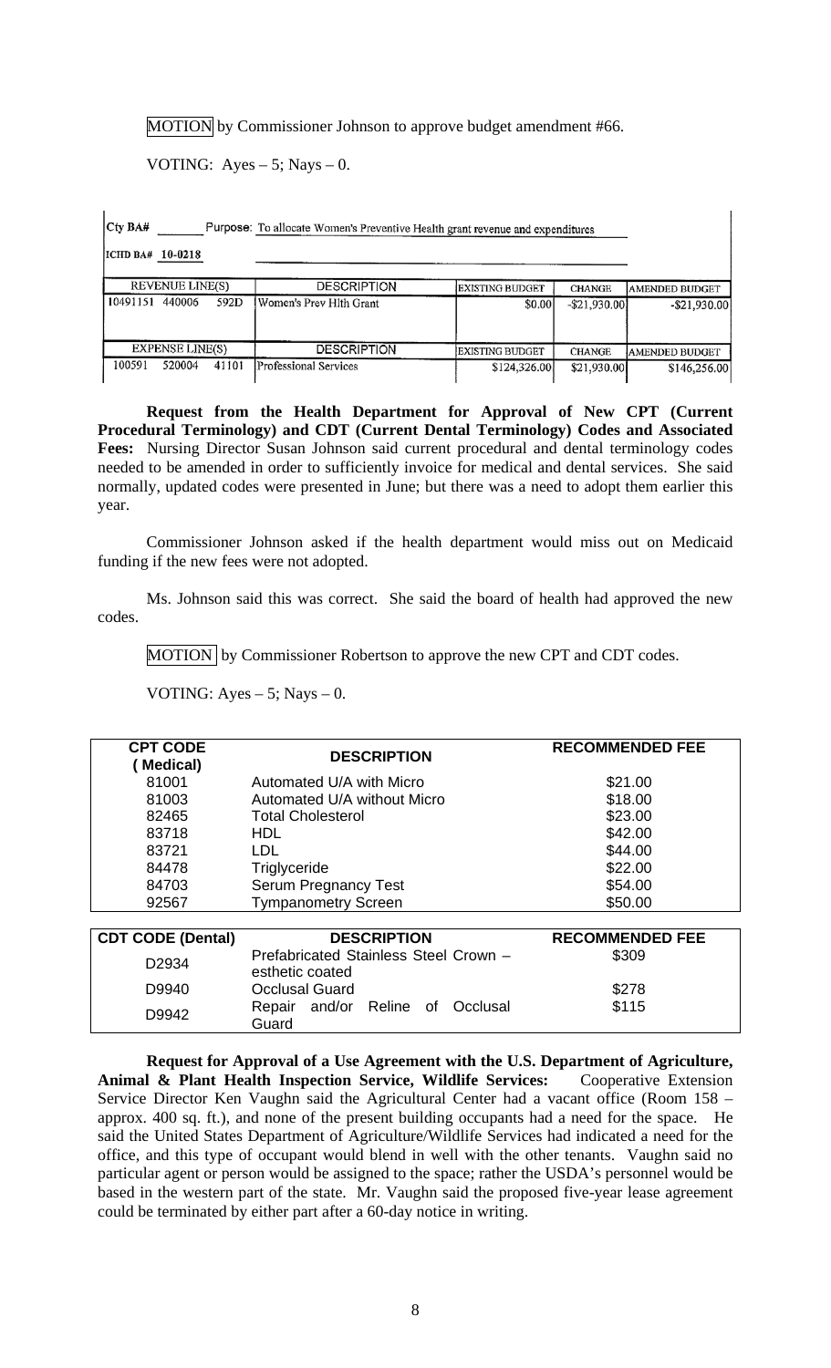MOTION by Commissioner Johnson to approve budget amendment #66.

VOTING: Ayes – 5; Nays – 0.

Cty BA# ______ Purpose: To allocate Women's Preventive Health grant revenue and expenditures

ICHD BA# 10-0218

| REVENUE LINE(S) | DESCRIPTION | EXISTING BUDGET | CHANGE | AMENDED BUDGET |
|---|---|---|---|---|
| 10491151 440006 592D | Women's Prev Hlth Grant | $0.00 | -$21,930.00 | -$21,930.00 |
| **EXPENSE LINE(S)** | **DESCRIPTION** | **EXISTING BUDGET** | **CHANGE** | **AMENDED BUDGET** |
| 100591 520004 41101 | Professional Services | $124,326.00 | $21,930.00 | $146,256.00 |

**Request from the Health Department for Approval of New CPT (Current Procedural Terminology) and CDT (Current Dental Terminology) Codes and Associated Fees:** Nursing Director Susan Johnson said current procedural and dental terminology codes needed to be amended in order to sufficiently invoice for medical and dental services. She said normally, updated codes were presented in June; but there was a need to adopt them earlier this year.

Commissioner Johnson asked if the health department would miss out on Medicaid funding if the new fees were not adopted.

Ms. Johnson said this was correct. She said the board of health had approved the new codes.

MOTION by Commissioner Robertson to approve the new CPT and CDT codes.

VOTING: Ayes – 5; Nays – 0.

| CPT CODE ( Medical) | DESCRIPTION | RECOMMENDED FEE |
|---|---|---|
| 81001 | Automated U/A with Micro | $21.00 |
| 81003 | Automated U/A without Micro | $18.00 |
| 82465 | Total Cholesterol | $23.00 |
| 83718 | HDL | $42.00 |
| 83721 | LDL | $44.00 |
| 84478 | Triglyceride | $22.00 |
| 84703 | Serum Pregnancy Test | $54.00 |
| 92567 | Tympanometry Screen | $50.00 |

| CDT CODE (Dental) | DESCRIPTION | RECOMMENDED FEE |
|---|---|---|
| D2934 | Prefabricated Stainless Steel Crown – esthetic coated | $309 |
| D9940 | Occlusal Guard | $278 |
| D9942 | Repair and/or Reline of Occlusal Guard | $115 |

**Request for Approval of a Use Agreement with the U.S. Department of Agriculture, Animal & Plant Health Inspection Service, Wildlife Services:** Cooperative Extension Service Director Ken Vaughn said the Agricultural Center had a vacant office (Room 158 – approx. 400 sq. ft.), and none of the present building occupants had a need for the space. He said the United States Department of Agriculture/Wildlife Services had indicated a need for the office, and this type of occupant would blend in well with the other tenants. Vaughn said no particular agent or person would be assigned to the space; rather the USDA's personnel would be based in the western part of the state. Mr. Vaughn said the proposed five-year lease agreement could be terminated by either part after a 60-day notice in writing.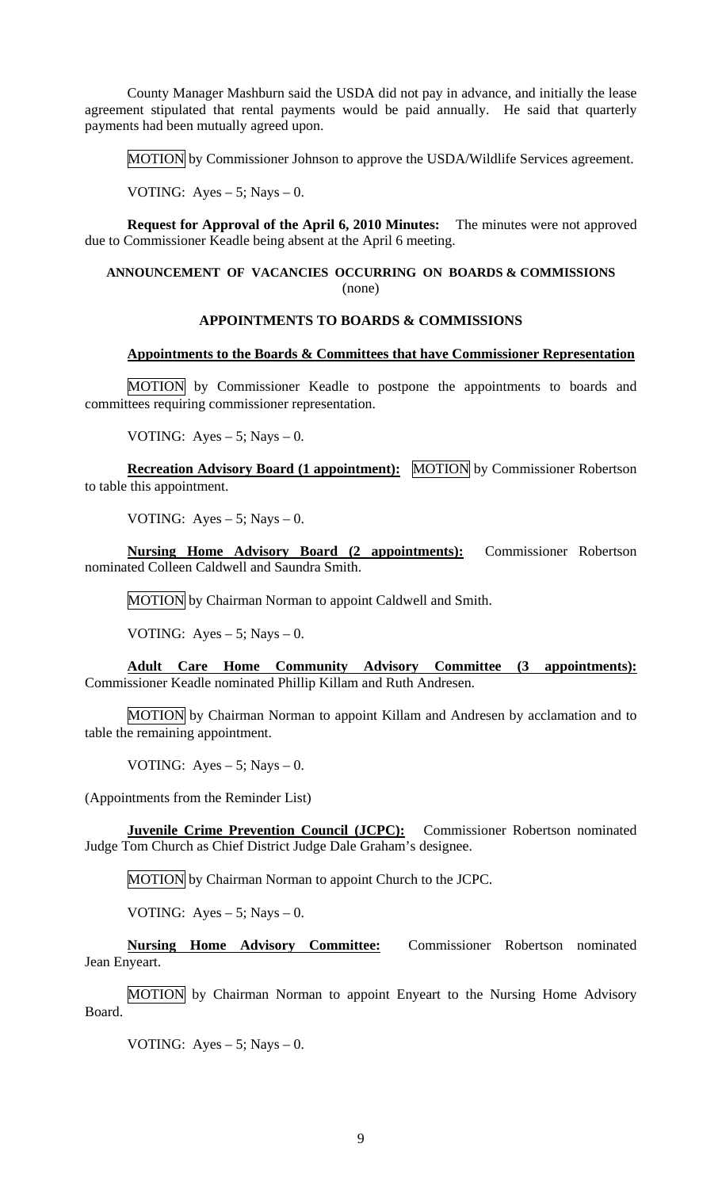County Manager Mashburn said the USDA did not pay in advance, and initially the lease agreement stipulated that rental payments would be paid annually. He said that quarterly payments had been mutually agreed upon.

MOTION by Commissioner Johnson to approve the USDA/Wildlife Services agreement.

VOTING: Ayes – 5; Nays – 0.

**Request for Approval of the April 6, 2010 Minutes:** The minutes were not approved due to Commissioner Keadle being absent at the April 6 meeting.

**ANNOUNCEMENT OF VACANCIES OCCURRING ON BOARDS & COMMISSIONS**
(none)

**APPOINTMENTS TO BOARDS & COMMISSIONS**

**Appointments to the Boards & Committees that have Commissioner Representation**

MOTION by Commissioner Keadle to postpone the appointments to boards and committees requiring commissioner representation.

VOTING: Ayes – 5; Nays – 0.

**Recreation Advisory Board (1 appointment):** MOTION by Commissioner Robertson to table this appointment.

VOTING: Ayes – 5; Nays – 0.

**Nursing Home Advisory Board (2 appointments):** Commissioner Robertson nominated Colleen Caldwell and Saundra Smith.

MOTION by Chairman Norman to appoint Caldwell and Smith.

VOTING: Ayes – 5; Nays – 0.

**Adult Care Home Community Advisory Committee (3 appointments):** Commissioner Keadle nominated Phillip Killam and Ruth Andresen.

MOTION by Chairman Norman to appoint Killam and Andresen by acclamation and to table the remaining appointment.

VOTING: Ayes – 5; Nays – 0.

(Appointments from the Reminder List)

**Juvenile Crime Prevention Council (JCPC):** Commissioner Robertson nominated Judge Tom Church as Chief District Judge Dale Graham's designee.

MOTION by Chairman Norman to appoint Church to the JCPC.

VOTING: Ayes – 5; Nays – 0.

**Nursing Home Advisory Committee:** Commissioner Robertson nominated Jean Enyeart.

MOTION by Chairman Norman to appoint Enyeart to the Nursing Home Advisory Board.

VOTING: Ayes – 5; Nays – 0.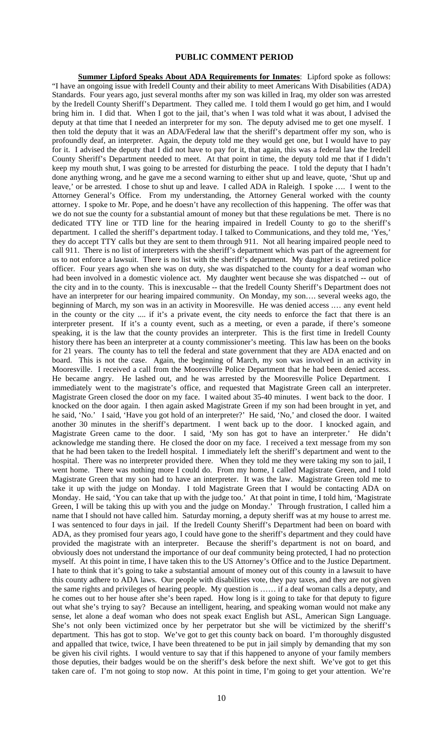# PUBLIC COMMENT PERIOD

**Summer Lipford Speaks About ADA Requirements for Inmates**: Lipford spoke as follows: "I have an ongoing issue with Iredell County and their ability to meet Americans With Disabilities (ADA) Standards. Four years ago, just several months after my son was killed in Iraq, my older son was arrested by the Iredell County Sheriff's Department. They called me. I told them I would go get him, and I would bring him in. I did that. When I got to the jail, that's when I was told what it was about, I advised the deputy at that time that I needed an interpreter for my son. The deputy advised me to get one myself. I then told the deputy that it was an ADA/Federal law that the sheriff's department offer my son, who is profoundly deaf, an interpreter. Again, the deputy told me they would get one, but I would have to pay for it. I advised the deputy that I did not have to pay for it, that again, this was a federal law the Iredell County Sheriff's Department needed to meet. At that point in time, the deputy told me that if I didn't keep my mouth shut, I was going to be arrested for disturbing the peace. I told the deputy that I hadn't done anything wrong, and he gave me a second warning to either shut up and leave, quote, 'Shut up and leave,' or be arrested. I chose to shut up and leave. I called ADA in Raleigh. I spoke …. I went to the Attorney General's Office. From my understanding, the Attorney General worked with the county attorney. I spoke to Mr. Pope, and he doesn't have any recollection of this happening. The offer was that we do not sue the county for a substantial amount of money but that these regulations be met. There is no dedicated TTY line or TTD line for the hearing impaired in Iredell County to go to the sheriff's department. I called the sheriff's department today. I talked to Communications, and they told me, 'Yes,' they do accept TTY calls but they are sent to them through 911. Not all hearing impaired people need to call 911. There is no list of interpreters with the sheriff's department which was part of the agreement for us to not enforce a lawsuit. There is no list with the sheriff's department. My daughter is a retired police officer. Four years ago when she was on duty, she was dispatched to the county for a deaf woman who had been involved in a domestic violence act. My daughter went because she was dispatched -- out of the city and in to the county. This is inexcusable -- that the Iredell County Sheriff's Department does not have an interpreter for our hearing impaired community. On Monday, my son…. several weeks ago, the beginning of March, my son was in an activity in Mooresville. He was denied access …. any event held in the county or the city .... if it's a private event, the city needs to enforce the fact that there is an interpreter present. If it's a county event, such as a meeting, or even a parade, if there's someone speaking, it is the law that the county provides an interpreter. This is the first time in Iredell County history there has been an interpreter at a county commissioner's meeting. This law has been on the books for 21 years. The county has to tell the federal and state government that they are ADA enacted and on board. This is not the case. Again, the beginning of March, my son was involved in an activity in Mooresville. I received a call from the Mooresville Police Department that he had been denied access. He became angry. He lashed out, and he was arrested by the Mooresville Police Department. I immediately went to the magistrate's office, and requested that Magistrate Green call an interpreter. Magistrate Green closed the door on my face. I waited about 35-40 minutes. I went back to the door. I knocked on the door again. I then again asked Magistrate Green if my son had been brought in yet, and he said, 'No.' I said, 'Have you got hold of an interpreter?' He said, 'No,' and closed the door. I waited another 30 minutes in the sheriff's department. I went back up to the door. I knocked again, and Magistrate Green came to the door. I said, 'My son has got to have an interpreter.' He didn't acknowledge me standing there. He closed the door on my face. I received a text message from my son that he had been taken to the Iredell hospital. I immediately left the sheriff's department and went to the hospital. There was no interpreter provided there. When they told me they were taking my son to jail, I went home. There was nothing more I could do. From my home, I called Magistrate Green, and I told Magistrate Green that my son had to have an interpreter. It was the law. Magistrate Green told me to take it up with the judge on Monday. I told Magistrate Green that I would be contacting ADA on Monday. He said, 'You can take that up with the judge too.' At that point in time, I told him, 'Magistrate Green, I will be taking this up with you and the judge on Monday.' Through frustration, I called him a name that I should not have called him. Saturday morning, a deputy sheriff was at my house to arrest me. I was sentenced to four days in jail. If the Iredell County Sheriff's Department had been on board with ADA, as they promised four years ago, I could have gone to the sheriff's department and they could have provided the magistrate with an interpreter. Because the sheriff's department is not on board, and obviously does not understand the importance of our deaf community being protected, I had no protection myself. At this point in time, I have taken this to the US Attorney's Office and to the Justice Department. I hate to think that it's going to take a substantial amount of money out of this county in a lawsuit to have this county adhere to ADA laws. Our people with disabilities vote, they pay taxes, and they are not given the same rights and privileges of hearing people. My question is …… if a deaf woman calls a deputy, and he comes out to her house after she's been raped. How long is it going to take for that deputy to figure out what she's trying to say? Because an intelligent, hearing, and speaking woman would not make any sense, let alone a deaf woman who does not speak exact English but ASL, American Sign Language. She's not only been victimized once by her perpetrator but she will be victimized by the sheriff's department. This has got to stop. We've got to get this county back on board. I'm thoroughly disgusted and appalled that twice, twice, I have been threatened to be put in jail simply by demanding that my son be given his civil rights. I would venture to say that if this happened to anyone of your family members those deputies, their badges would be on the sheriff's desk before the next shift. We've got to get this taken care of. I'm not going to stop now. At this point in time, I'm going to get your attention. We're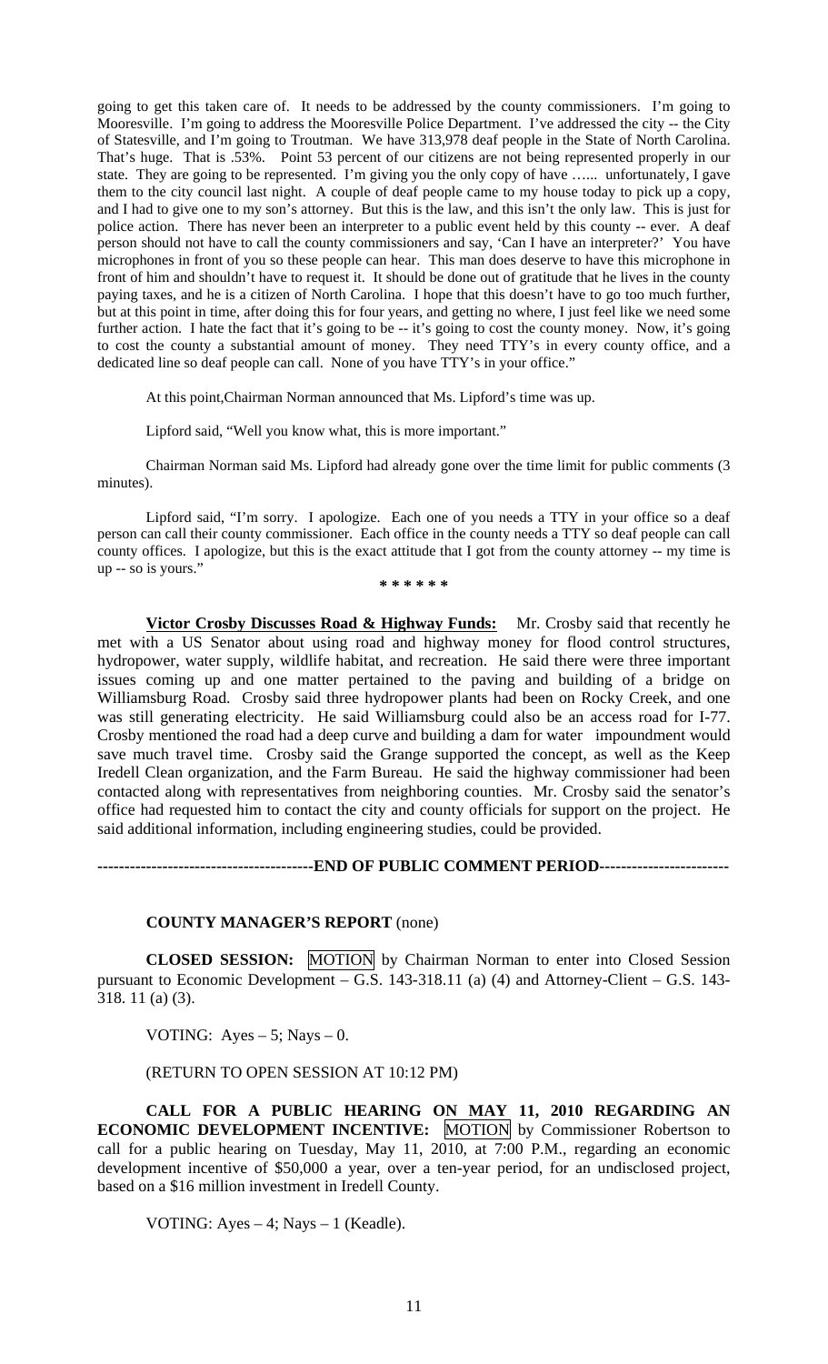going to get this taken care of. It needs to be addressed by the county commissioners. I'm going to Mooresville. I'm going to address the Mooresville Police Department. I've addressed the city -- the City of Statesville, and I'm going to Troutman. We have 313,978 deaf people in the State of North Carolina. That's huge. That is .53%. Point 53 percent of our citizens are not being represented properly in our state. They are going to be represented. I'm giving you the only copy of have …... unfortunately, I gave them to the city council last night. A couple of deaf people came to my house today to pick up a copy, and I had to give one to my son's attorney. But this is the law, and this isn't the only law. This is just for police action. There has never been an interpreter to a public event held by this county -- ever. A deaf person should not have to call the county commissioners and say, 'Can I have an interpreter?' You have microphones in front of you so these people can hear. This man does deserve to have this microphone in front of him and shouldn't have to request it. It should be done out of gratitude that he lives in the county paying taxes, and he is a citizen of North Carolina. I hope that this doesn't have to go too much further, but at this point in time, after doing this for four years, and getting no where, I just feel like we need some further action. I hate the fact that it's going to be -- it's going to cost the county money. Now, it's going to cost the county a substantial amount of money. They need TTY's in every county office, and a dedicated line so deaf people can call. None of you have TTY's in your office."

At this point,Chairman Norman announced that Ms. Lipford's time was up.

Lipford said, "Well you know what, this is more important."

Chairman Norman said Ms. Lipford had already gone over the time limit for public comments (3 minutes).

Lipford said, "I'm sorry. I apologize. Each one of you needs a TTY in your office so a deaf person can call their county commissioner. Each office in the county needs a TTY so deaf people can call county offices. I apologize, but this is the exact attitude that I got from the county attorney -- my time is up -- so is yours."

* * * * * *

**Victor Crosby Discusses Road & Highway Funds:** Mr. Crosby said that recently he met with a US Senator about using road and highway money for flood control structures, hydropower, water supply, wildlife habitat, and recreation. He said there were three important issues coming up and one matter pertained to the paving and building of a bridge on Williamsburg Road. Crosby said three hydropower plants had been on Rocky Creek, and one was still generating electricity. He said Williamsburg could also be an access road for I-77. Crosby mentioned the road had a deep curve and building a dam for water impoundment would save much travel time. Crosby said the Grange supported the concept, as well as the Keep Iredell Clean organization, and the Farm Bureau. He said the highway commissioner had been contacted along with representatives from neighboring counties. Mr. Crosby said the senator's office had requested him to contact the city and county officials for support on the project. He said additional information, including engineering studies, could be provided.

**---------------------------------------END OF PUBLIC COMMENT PERIOD-----------------------**

**COUNTY MANAGER'S REPORT** (none)

**CLOSED SESSION:** MOTION by Chairman Norman to enter into Closed Session pursuant to Economic Development – G.S. 143-318.11 (a) (4) and Attorney-Client – G.S. 143-318. 11 (a) (3).

VOTING: Ayes – 5; Nays – 0.

(RETURN TO OPEN SESSION AT 10:12 PM)

**CALL FOR A PUBLIC HEARING ON MAY 11, 2010 REGARDING AN ECONOMIC DEVELOPMENT INCENTIVE:** MOTION by Commissioner Robertson to call for a public hearing on Tuesday, May 11, 2010, at 7:00 P.M., regarding an economic development incentive of $50,000 a year, over a ten-year period, for an undisclosed project, based on a $16 million investment in Iredell County.

VOTING: Ayes – 4; Nays – 1 (Keadle).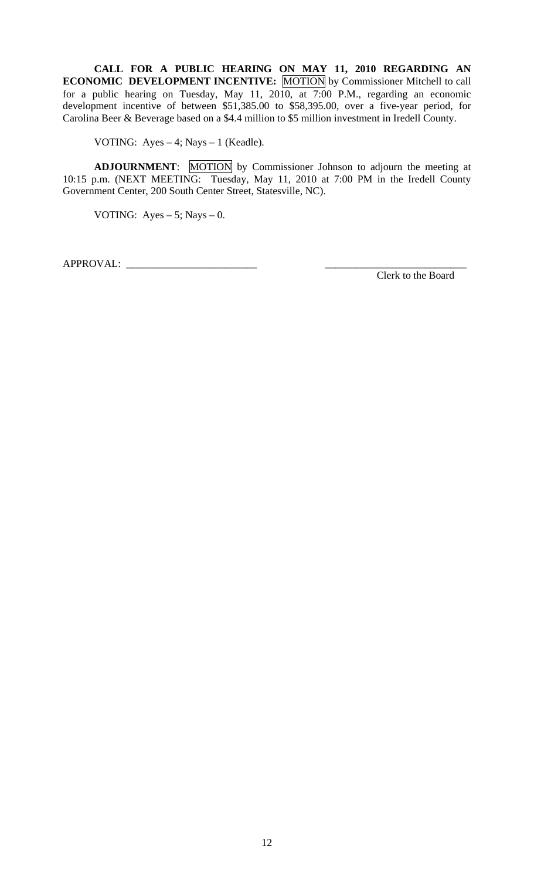**CALL FOR A PUBLIC HEARING ON MAY 11, 2010 REGARDING AN ECONOMIC DEVELOPMENT INCENTIVE:** MOTION by Commissioner Mitchell to call for a public hearing on Tuesday, May 11, 2010, at 7:00 P.M., regarding an economic development incentive of between $51,385.00 to $58,395.00, over a five-year period, for Carolina Beer & Beverage based on a $4.4 million to $5 million investment in Iredell County.

VOTING: Ayes – 4; Nays – 1 (Keadle).

**ADJOURNMENT**: MOTION by Commissioner Johnson to adjourn the meeting at 10:15 p.m. (NEXT MEETING: Tuesday, May 11, 2010 at 7:00 PM in the Iredell County Government Center, 200 South Center Street, Statesville, NC).

VOTING: Ayes – 5; Nays – 0.

APPROVAL: _________________________ _________________________

Clerk to the Board